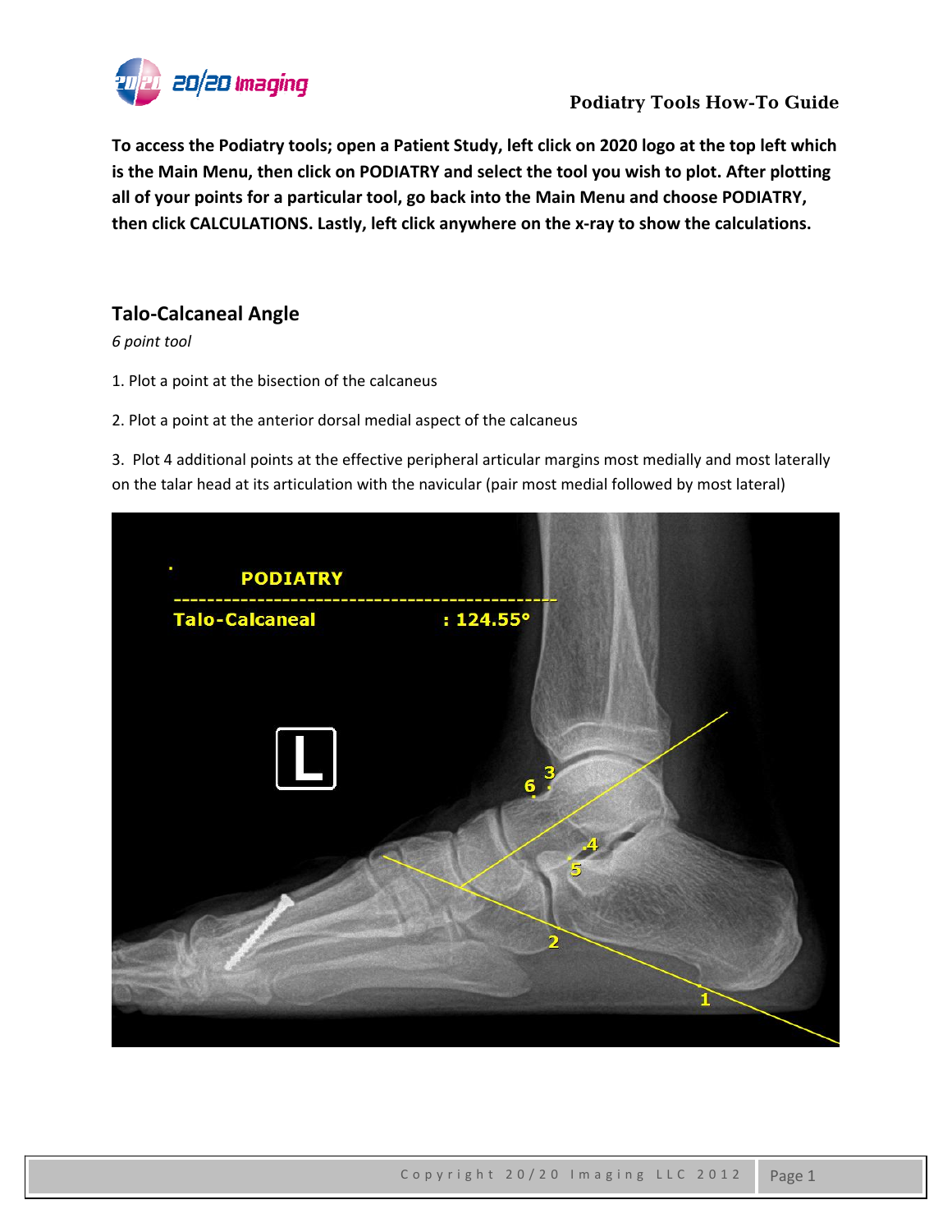To access the Podiatry tools; open a Patient Study, left click on 2020 logo at the top left which is the Main Menu, then click on PODIATRY and select the tool you wish to plot. After plotting all of your points for a particular tool, go back into the Main Menu and choose PODIATRY, then click CALCULATIONS. Lastly, left click anywhere on the x-ray to show the calculations.

## Talo-Calcaneal Angle

*6 point tool*

1. Plot a point at the bisection of the calcaneus

2. Plot a point at the anterior dorsal medial aspect of the calcaneus

3. Plot 4 additional points at the effective peripheral articular margins most medially and most laterally on the talar head at its articulation with the navicular (pair most medial followed by most lateral)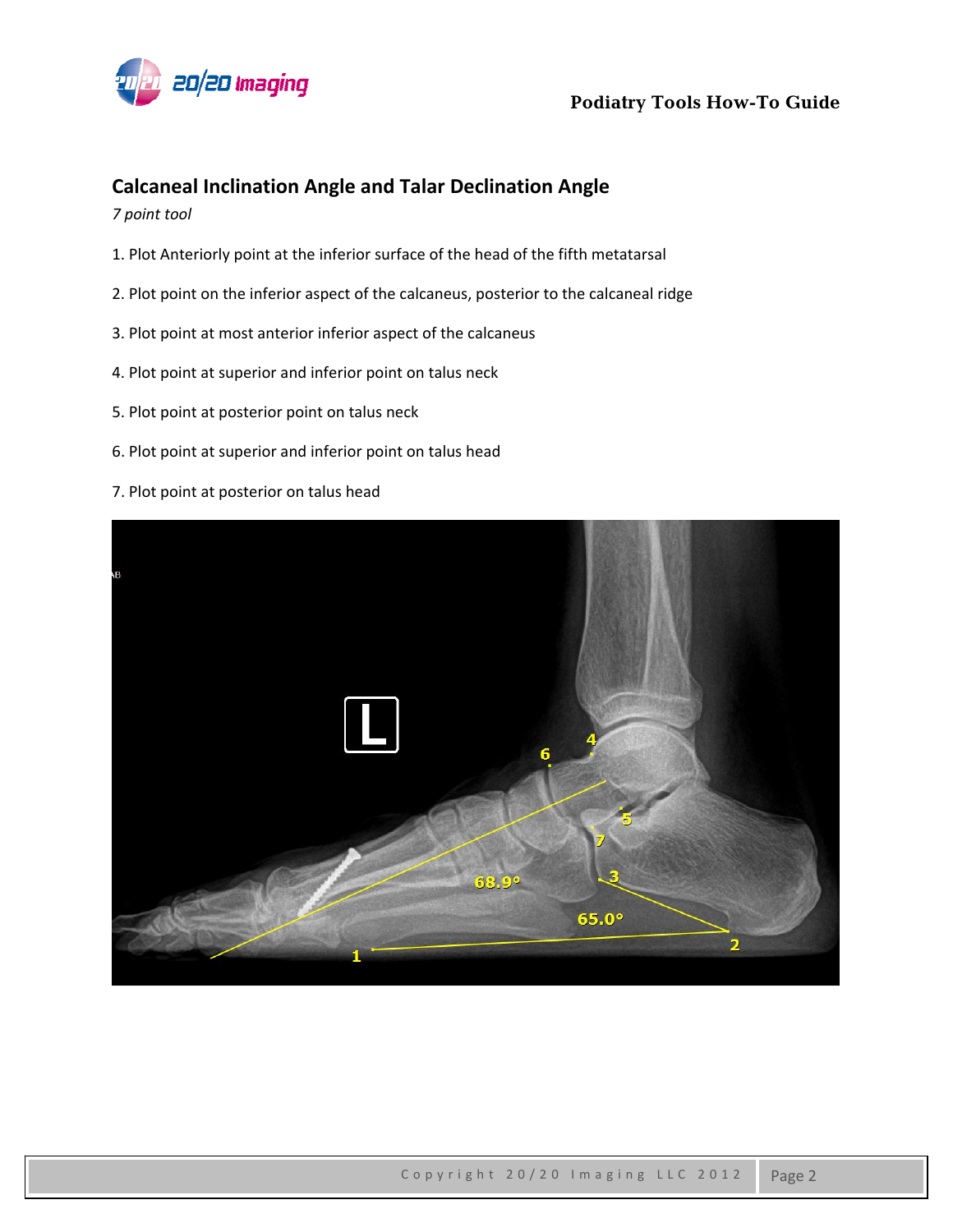## Calcaneal Inclination Angle and Talar Declination Angle

*7 point tool*

1. Plot Anteriorly point at the inferior surface of the head of the fifth metatarsal
2. Plot point on the inferior aspect of the calcaneus, posterior to the calcaneal ridge
3. Plot point at most anterior inferior aspect of the calcaneus
4. Plot point at superior and inferior point on talus neck
5. Plot point at posterior point on talus neck
6. Plot point at superior and inferior point on talus head
7. Plot point at posterior on talus head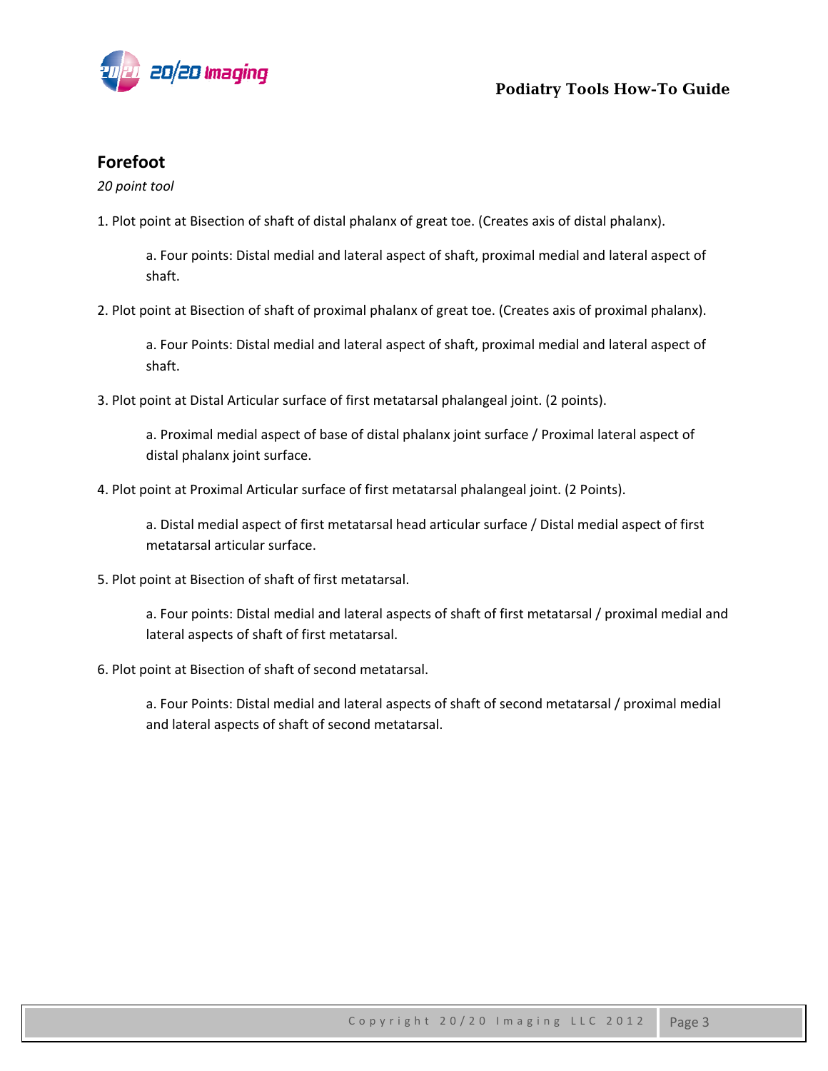## Forefoot

*20 point tool*

1. Plot point at Bisection of shaft of distal phalanx of great toe. (Creates axis of distal phalanx).

    a. Four points: Distal medial and lateral aspect of shaft, proximal medial and lateral aspect of shaft.

2. Plot point at Bisection of shaft of proximal phalanx of great toe. (Creates axis of proximal phalanx).

    a. Four Points: Distal medial and lateral aspect of shaft, proximal medial and lateral aspect of shaft.

3. Plot point at Distal Articular surface of first metatarsal phalangeal joint. (2 points).

    a. Proximal medial aspect of base of distal phalanx joint surface / Proximal lateral aspect of distal phalanx joint surface.

4. Plot point at Proximal Articular surface of first metatarsal phalangeal joint. (2 Points).

    a. Distal medial aspect of first metatarsal head articular surface / Distal medial aspect of first metatarsal articular surface.

5. Plot point at Bisection of shaft of first metatarsal.

    a. Four points: Distal medial and lateral aspects of shaft of first metatarsal / proximal medial and lateral aspects of shaft of first metatarsal.

6. Plot point at Bisection of shaft of second metatarsal.

    a. Four Points: Distal medial and lateral aspects of shaft of second metatarsal / proximal medial and lateral aspects of shaft of second metatarsal.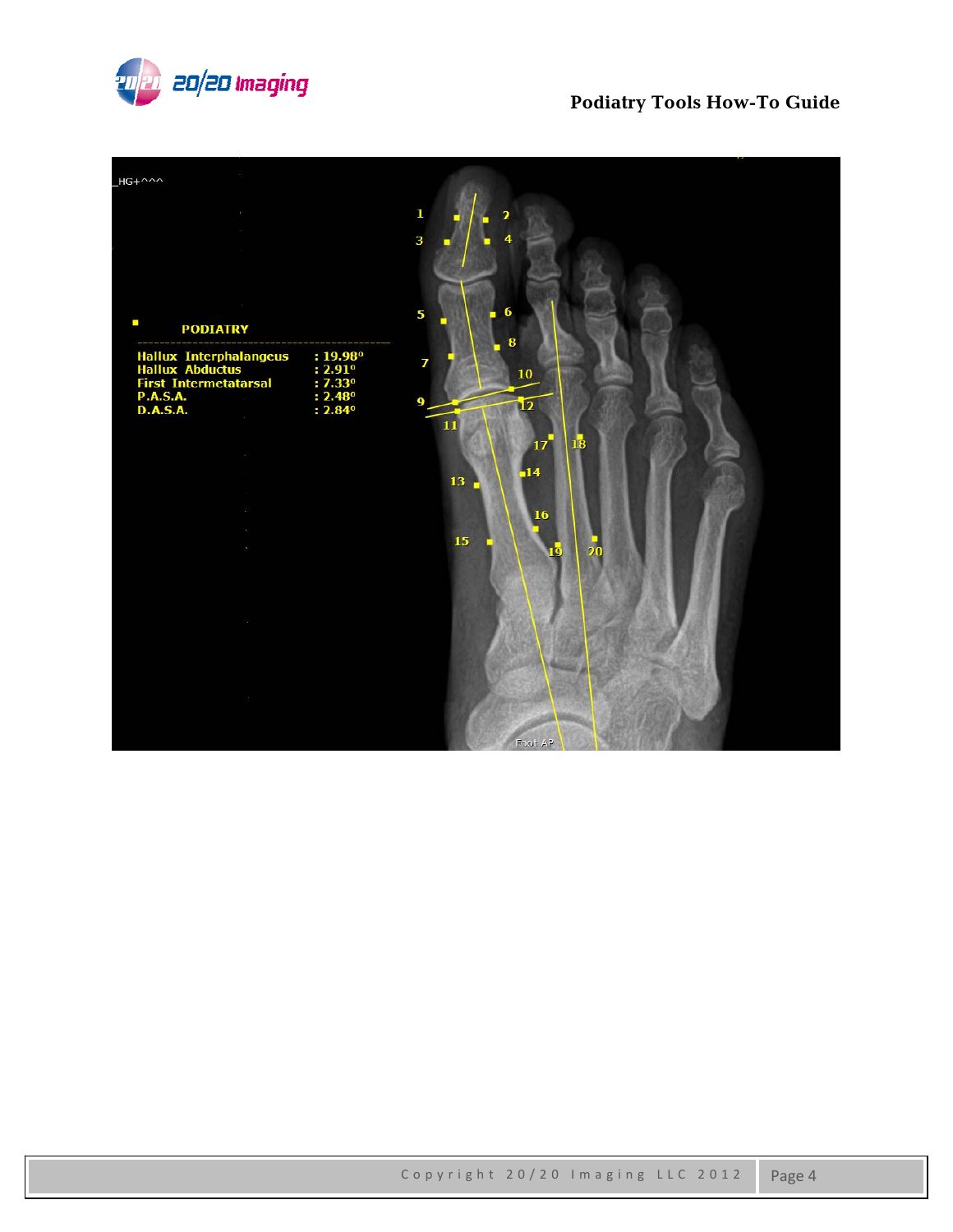**PODIATRY**

| Measurement | Value |
| --- | --- |
| Hallux Interphalangeus | : 19.98° |
| Hallux Abductus | : 2.91° |
| First Intermetatarsal | : 7.33° |
| P.A.S.A. | : 2.48° |
| D.A.S.A. | : 2.84° |

Foot AP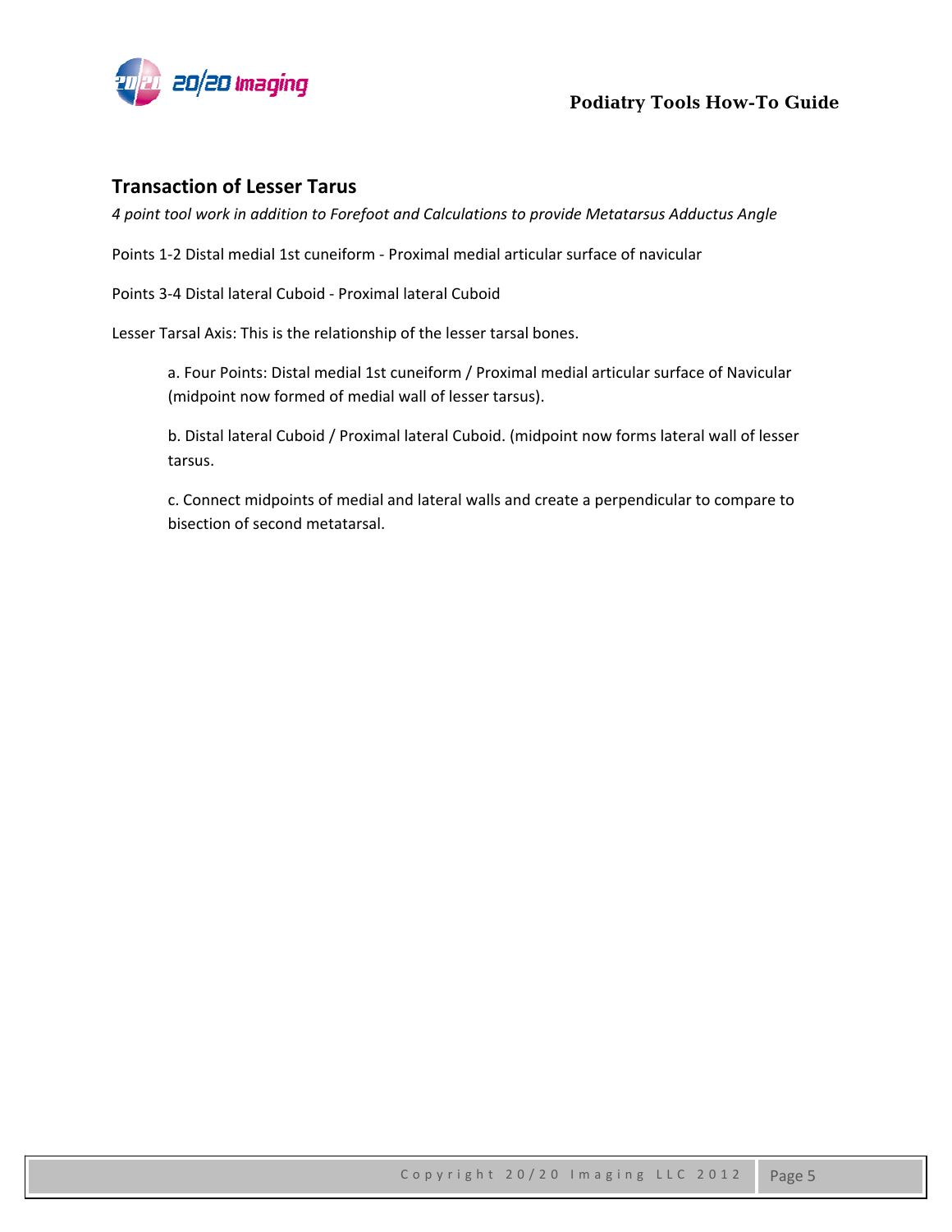## Transaction of Lesser Tarus

*4 point tool work in addition to Forefoot and Calculations to provide Metatarsus Adductus Angle*

Points 1-2 Distal medial 1st cuneiform - Proximal medial articular surface of navicular

Points 3-4 Distal lateral Cuboid - Proximal lateral Cuboid

Lesser Tarsal Axis: This is the relationship of the lesser tarsal bones.

> a. Four Points: Distal medial 1st cuneiform / Proximal medial articular surface of Navicular (midpoint now formed of medial wall of lesser tarsus).
>
> b. Distal lateral Cuboid / Proximal lateral Cuboid. (midpoint now forms lateral wall of lesser tarsus.
>
> c. Connect midpoints of medial and lateral walls and create a perpendicular to compare to bisection of second metatarsal.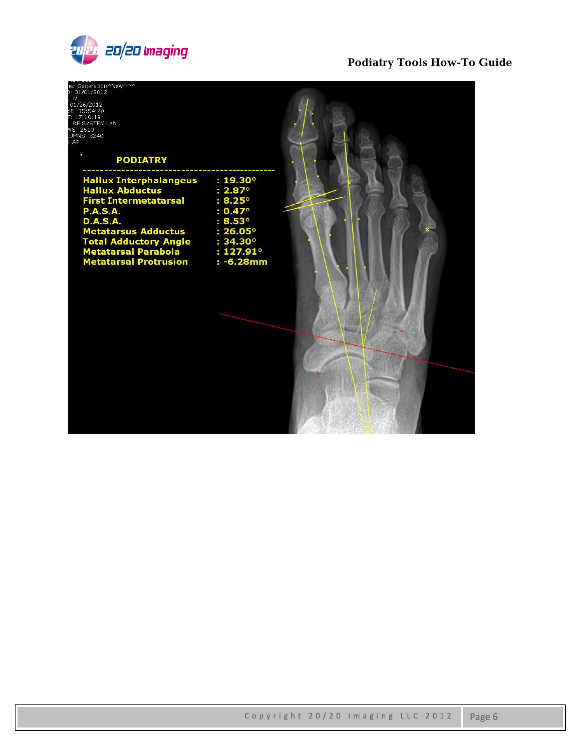**PODIATRY**

| Measurement | Value |
| --- | --- |
| Hallux Interphalangeus | : 19.30° |
| Hallux Abductus | : 2.87° |
| First Intermetatarsal | : 8.25° |
| P.A.S.A. | : 0.47° |
| D.A.S.A. | : 8.53° |
| Metatarsus Adductus | : 26.05° |
| Total Adductory Angle | : 34.30° |
| Metatarsal Parabola | : 127.91° |
| Metatarsal Protrusion | : -6.28mm |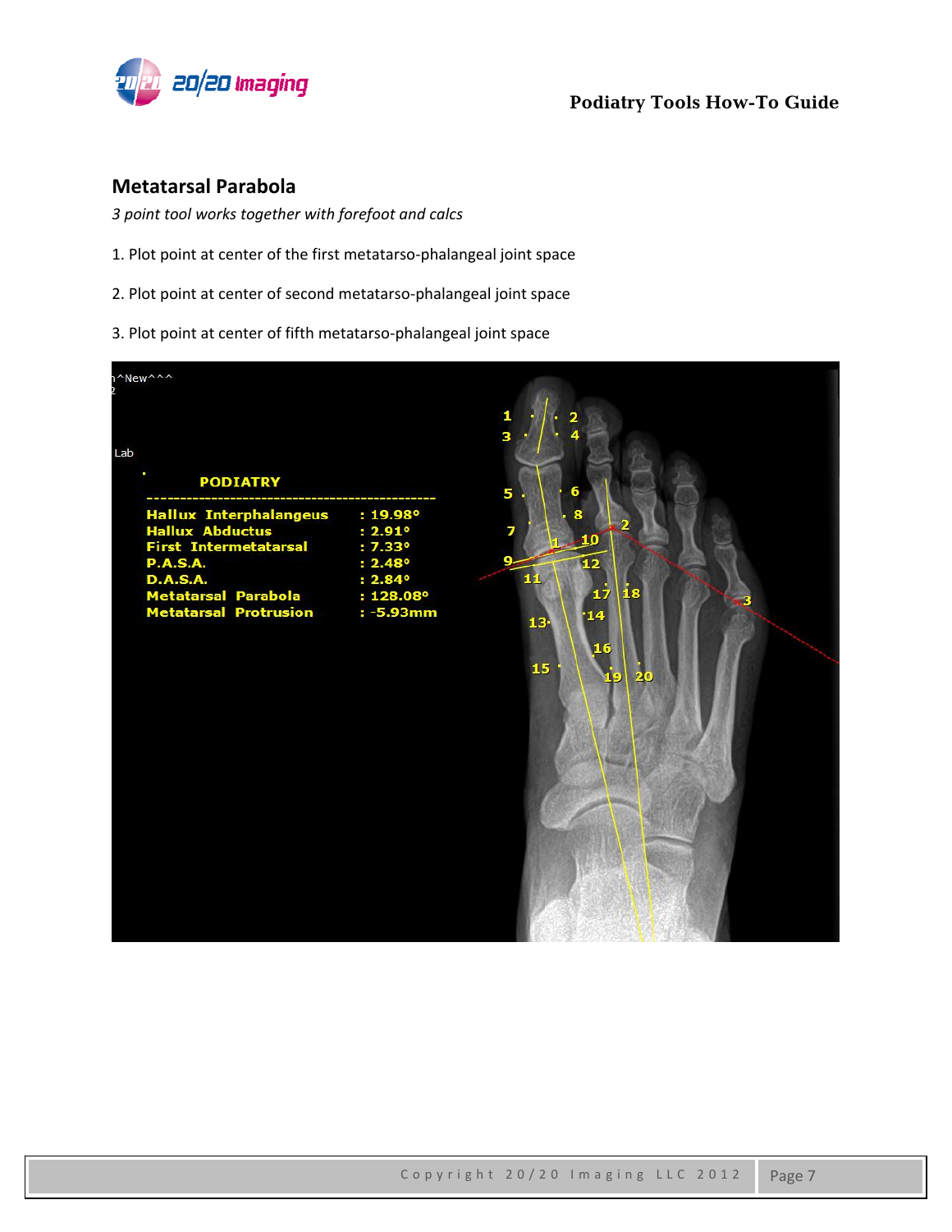## Metatarsal Parabola

*3 point tool works together with forefoot and calcs*

1. Plot point at center of the first metatarso-phalangeal joint space

2. Plot point at center of second metatarso-phalangeal joint space

3. Plot point at center of fifth metatarso-phalangeal joint space

PODIATRY

| | |
|---|---|
| Hallux Interphalangeus | : 19.98° |
| Hallux Abductus | : 2.91° |
| First Intermetatarsal | : 7.33° |
| P.A.S.A. | : 2.48° |
| D.A.S.A. | : 2.84° |
| Metatarsal Parabola | : 128.08° |
| Metatarsal Protrusion | : -5.93mm |